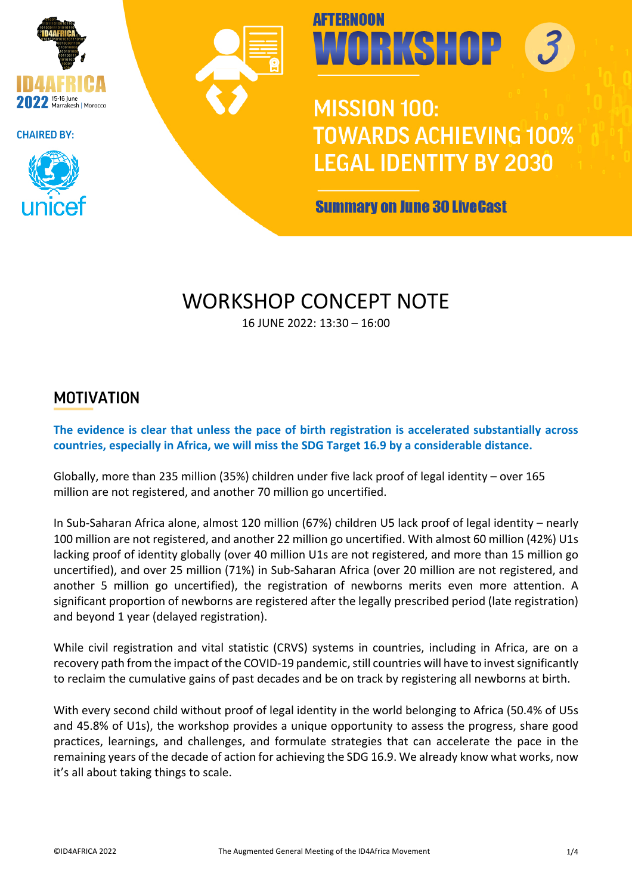ID4AFRICA 2022 15-16 June Marrakesh | Morocco

CHAIRED BY:

unicef

AFTERNOON WORKSHOP 3

# MISSION 100: TOWARDS ACHIEVING 100% LEGAL IDENTITY BY 2030

**Summary on June 30 LiveCast**

# WORKSHOP CONCEPT NOTE

16 JUNE 2022: 13:30 – 16:00

## MOTIVATION

**The evidence is clear that unless the pace of birth registration is accelerated substantially across countries, especially in Africa, we will miss the SDG Target 16.9 by a considerable distance.**

Globally, more than 235 million (35%) children under five lack proof of legal identity – over 165 million are not registered, and another 70 million go uncertified.

In Sub-Saharan Africa alone, almost 120 million (67%) children U5 lack proof of legal identity – nearly 100 million are not registered, and another 22 million go uncertified. With almost 60 million (42%) U1s lacking proof of identity globally (over 40 million U1s are not registered, and more than 15 million go uncertified), and over 25 million (71%) in Sub-Saharan Africa (over 20 million are not registered, and another 5 million go uncertified), the registration of newborns merits even more attention. A significant proportion of newborns are registered after the legally prescribed period (late registration) and beyond 1 year (delayed registration).

While civil registration and vital statistic (CRVS) systems in countries, including in Africa, are on a recovery path from the impact of the COVID-19 pandemic, still countries will have to invest significantly to reclaim the cumulative gains of past decades and be on track by registering all newborns at birth.

With every second child without proof of legal identity in the world belonging to Africa (50.4% of U5s and 45.8% of U1s), the workshop provides a unique opportunity to assess the progress, share good practices, learnings, and challenges, and formulate strategies that can accelerate the pace in the remaining years of the decade of action for achieving the SDG 16.9. We already know what works, now it's all about taking things to scale.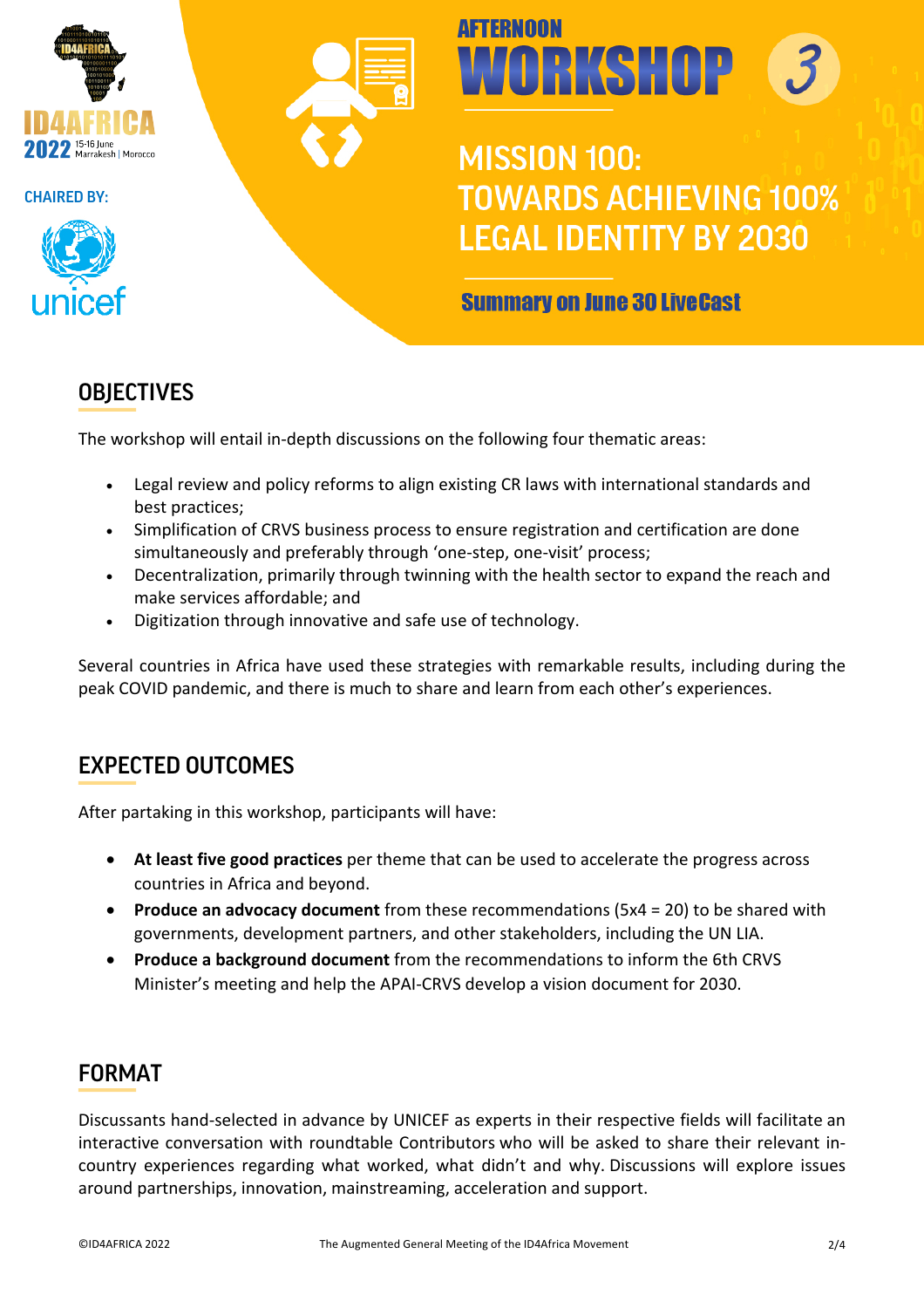ID4AFRICA 2022 15-16 June Marrakesh | Morocco

CHAIRED BY:

unicef

AFTERNOON

# WORKSHOP 3

## MISSION 100: TOWARDS ACHIEVING 100% LEGAL IDENTITY BY 2030

**Summary on June 30 LiveCast**

## OBJECTIVES

The workshop will entail in-depth discussions on the following four thematic areas:

- Legal review and policy reforms to align existing CR laws with international standards and best practices;
- Simplification of CRVS business process to ensure registration and certification are done simultaneously and preferably through 'one-step, one-visit' process;
- Decentralization, primarily through twinning with the health sector to expand the reach and make services affordable; and
- Digitization through innovative and safe use of technology.

Several countries in Africa have used these strategies with remarkable results, including during the peak COVID pandemic, and there is much to share and learn from each other's experiences.

## EXPECTED OUTCOMES

After partaking in this workshop, participants will have:

- **At least five good practices** per theme that can be used to accelerate the progress across countries in Africa and beyond.
- **Produce an advocacy document** from these recommendations (5x4 = 20) to be shared with governments, development partners, and other stakeholders, including the UN LIA.
- **Produce a background document** from the recommendations to inform the 6th CRVS Minister's meeting and help the APAI-CRVS develop a vision document for 2030.

## FORMAT

Discussants hand-selected in advance by UNICEF as experts in their respective fields will facilitate an interactive conversation with roundtable Contributors who will be asked to share their relevant in-country experiences regarding what worked, what didn't and why. Discussions will explore issues around partnerships, innovation, mainstreaming, acceleration and support.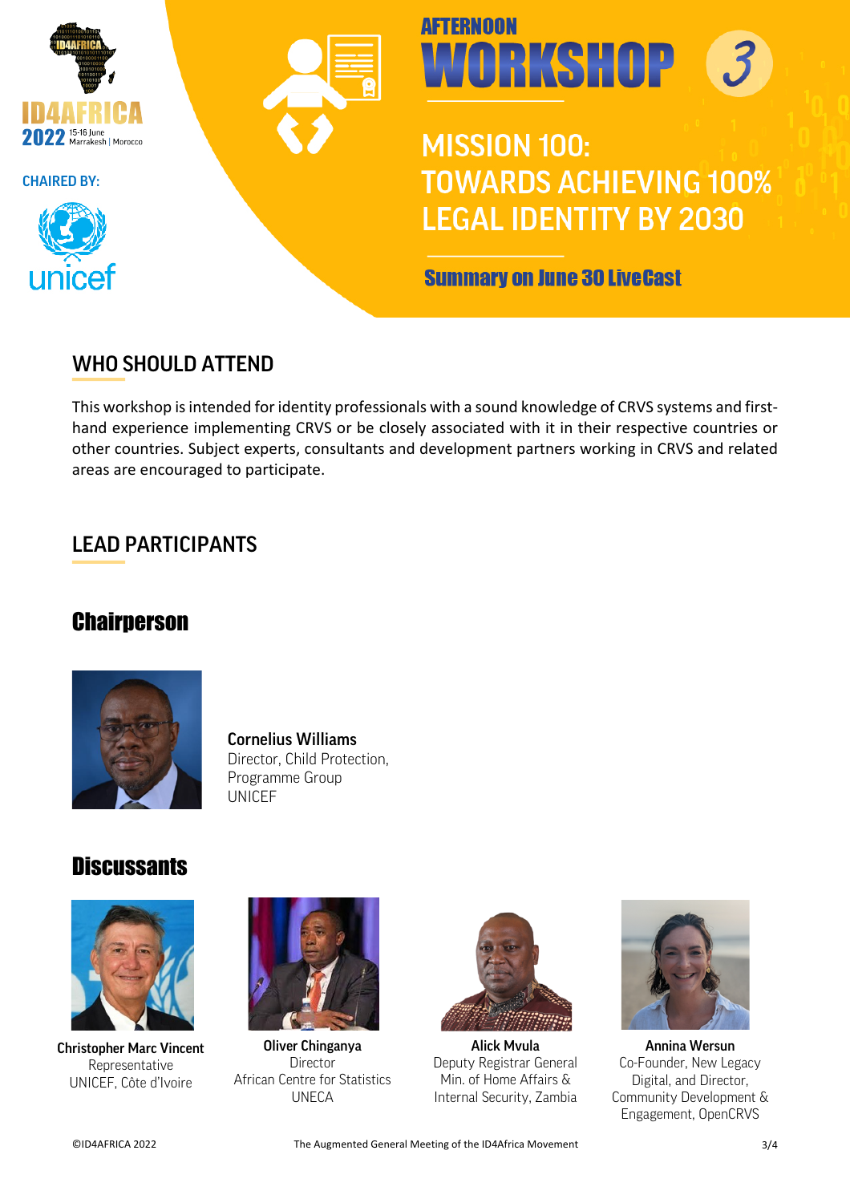ID4AFRICA 2022 15-16 June Marrakesh | Morocco

CHAIRED BY:

unicef

# AFTERNOON WORKSHOP 3

## MISSION 100: TOWARDS ACHIEVING 100% LEGAL IDENTITY BY 2030

**Summary on June 30 LiveCast**

## WHO SHOULD ATTEND

This workshop is intended for identity professionals with a sound knowledge of CRVS systems and first-hand experience implementing CRVS or be closely associated with it in their respective countries or other countries. Subject experts, consultants and development partners working in CRVS and related areas are encouraged to participate.

## LEAD PARTICIPANTS

### Chairperson

**Cornelius Williams**
Director, Child Protection,
Programme Group
UNICEF

### Discussants

**Christopher Marc Vincent**
Representative
UNICEF, Côte d'Ivoire

**Oliver Chinganya**
Director
African Centre for Statistics
UNECA

**Alick Mvula**
Deputy Registrar General
Min. of Home Affairs &
Internal Security, Zambia

**Annina Wersun**
Co-Founder, New Legacy
Digital, and Director,
Community Development &
Engagement, OpenCRVS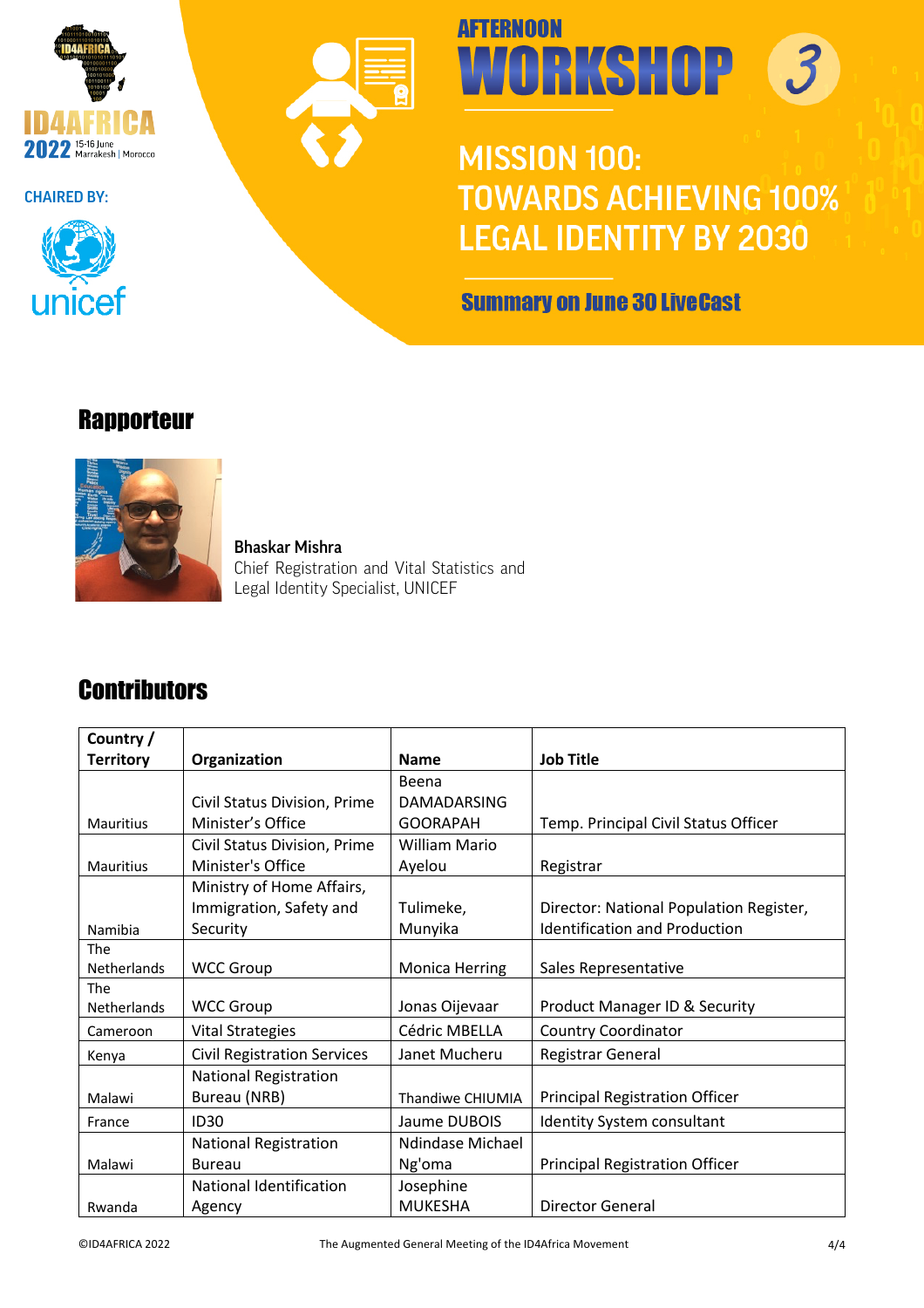ID4AFRICA 2022 15-16 June Marrakesh | Morocco

CHAIRED BY:

unicef

# AFTERNOON WORKSHOP 3

## MISSION 100: TOWARDS ACHIEVING 100% LEGAL IDENTITY BY 2030

**Summary on June 30 LiveCast**

## Rapporteur

**Bhaskar Mishra**
Chief Registration and Vital Statistics and Legal Identity Specialist, UNICEF

## Contributors

| Country / Territory | Organization | Name | Job Title |
|---|---|---|---|
| Mauritius | Civil Status Division, Prime Minister's Office | Beena DAMADARSING GOORAPAH | Temp. Principal Civil Status Officer |
| Mauritius | Civil Status Division, Prime Minister's Office | William Mario Ayelou | Registrar |
| Namibia | Ministry of Home Affairs, Immigration, Safety and Security | Tulimeke, Munyika | Director: National Population Register, Identification and Production |
| The Netherlands | WCC Group | Monica Herring | Sales Representative |
| The Netherlands | WCC Group | Jonas Oijevaar | Product Manager ID & Security |
| Cameroon | Vital Strategies | Cédric MBELLA | Country Coordinator |
| Kenya | Civil Registration Services | Janet Mucheru | Registrar General |
| Malawi | National Registration Bureau (NRB) | Thandiwe CHIUMIA | Principal Registration Officer |
| France | ID30 | Jaume DUBOIS | Identity System consultant |
| Malawi | National Registration Bureau | Ndindase Michael Ng'oma | Principal Registration Officer |
| Rwanda | National Identification Agency | Josephine MUKESHA | Director General |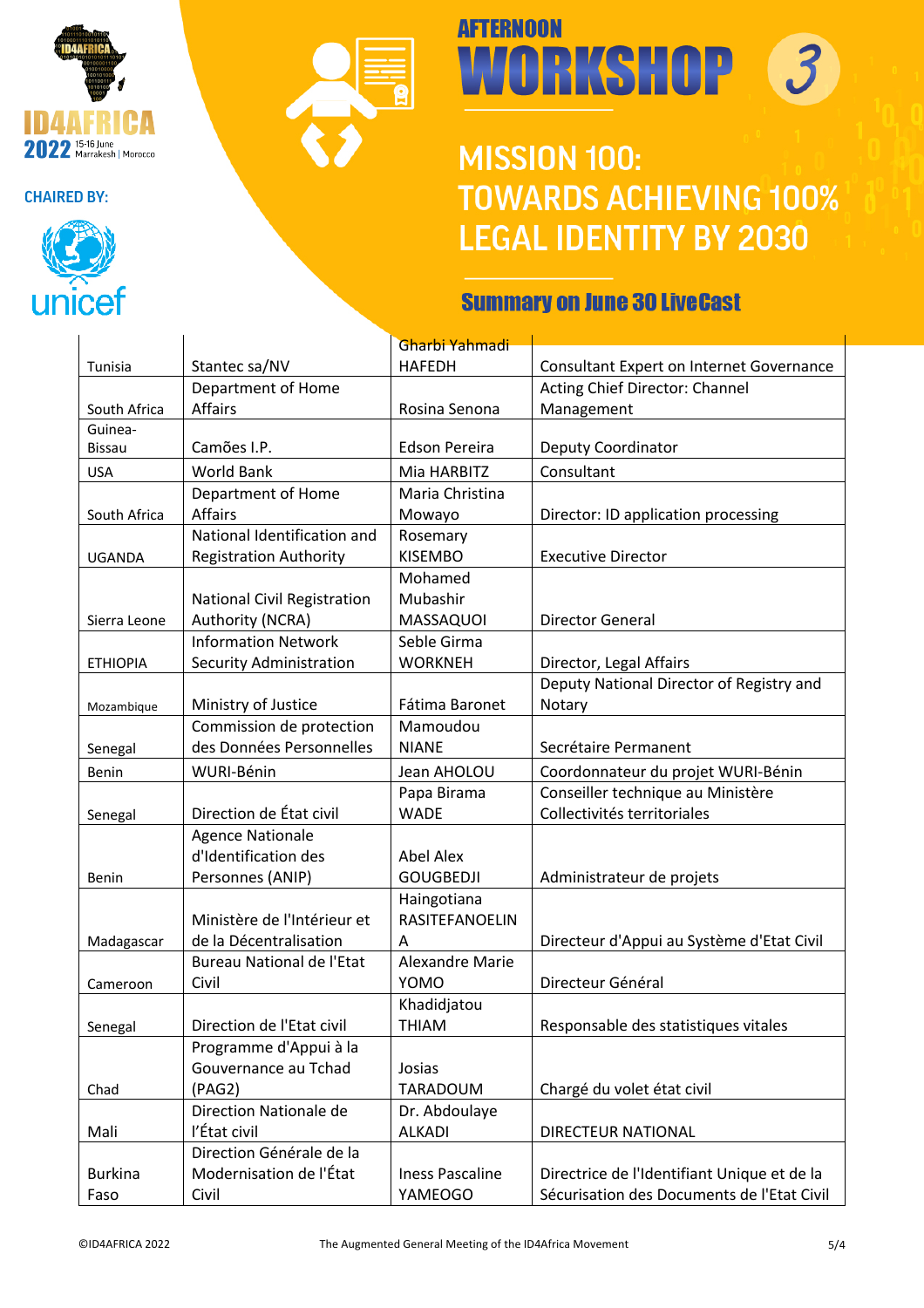ID4AFRICA 2022 15-16 June Marrakesh | Morocco

CHAIRED BY:

unicef

AFTERNOON

# WORKSHOP 3

## MISSION 100: TOWARDS ACHIEVING 100% LEGAL IDENTITY BY 2030

### Summary on June 30 LiveCast

| | | | |
|---|---|---|---|
| Tunisia | Stantec sa/NV | Gharbi Yahmadi HAFEDH | Consultant Expert on Internet Governance |
| South Africa | Department of Home Affairs | Rosina Senona | Acting Chief Director: Channel Management |
| Guinea-Bissau | Camões I.P. | Edson Pereira | Deputy Coordinator |
| USA | World Bank | Mia HARBITZ | Consultant |
| South Africa | Department of Home Affairs | Maria Christina Mowayo | Director: ID application processing |
| UGANDA | National Identification and Registration Authority | Rosemary KISEMBO | Executive Director |
| Sierra Leone | National Civil Registration Authority (NCRA) | Mohamed Mubashir MASSAQUOI | Director General |
| ETHIOPIA | Information Network Security Administration | Seble Girma WORKNEH | Director, Legal Affairs |
| Mozambique | Ministry of Justice | Fátima Baronet | Deputy National Director of Registry and Notary |
| Senegal | Commission de protection des Données Personnelles | Mamoudou NIANE | Secrétaire Permanent |
| Benin | WURI-Bénin | Jean AHOLOU | Coordonnateur du projet WURI-Bénin |
| Senegal | Direction de État civil | Papa Birama WADE | Conseiller technique au Ministère Collectivités territoriales |
| Benin | Agence Nationale d'Identification des Personnes (ANIP) | Abel Alex GOUGBEDJI | Administrateur de projets |
| Madagascar | Ministère de l'Intérieur et de la Décentralisation | Haingotiana RASITEFANOELINA | Directeur d'Appui au Système d'Etat Civil |
| Cameroon | Bureau National de l'Etat Civil | Alexandre Marie YOMO | Directeur Général |
| Senegal | Direction de l'Etat civil | Khadidjatou THIAM | Responsable des statistiques vitales |
| Chad | Programme d'Appui à la Gouvernance au Tchad (PAG2) | Josias TARADOUM | Chargé du volet état civil |
| Mali | Direction Nationale de l'État civil | Dr. Abdoulaye ALKADI | DIRECTEUR NATIONAL |
| Burkina Faso | Direction Générale de la Modernisation de l'État Civil | Iness Pascaline YAMEOGO | Directrice de l'Identifiant Unique et de la Sécurisation des Documents de l'Etat Civil |